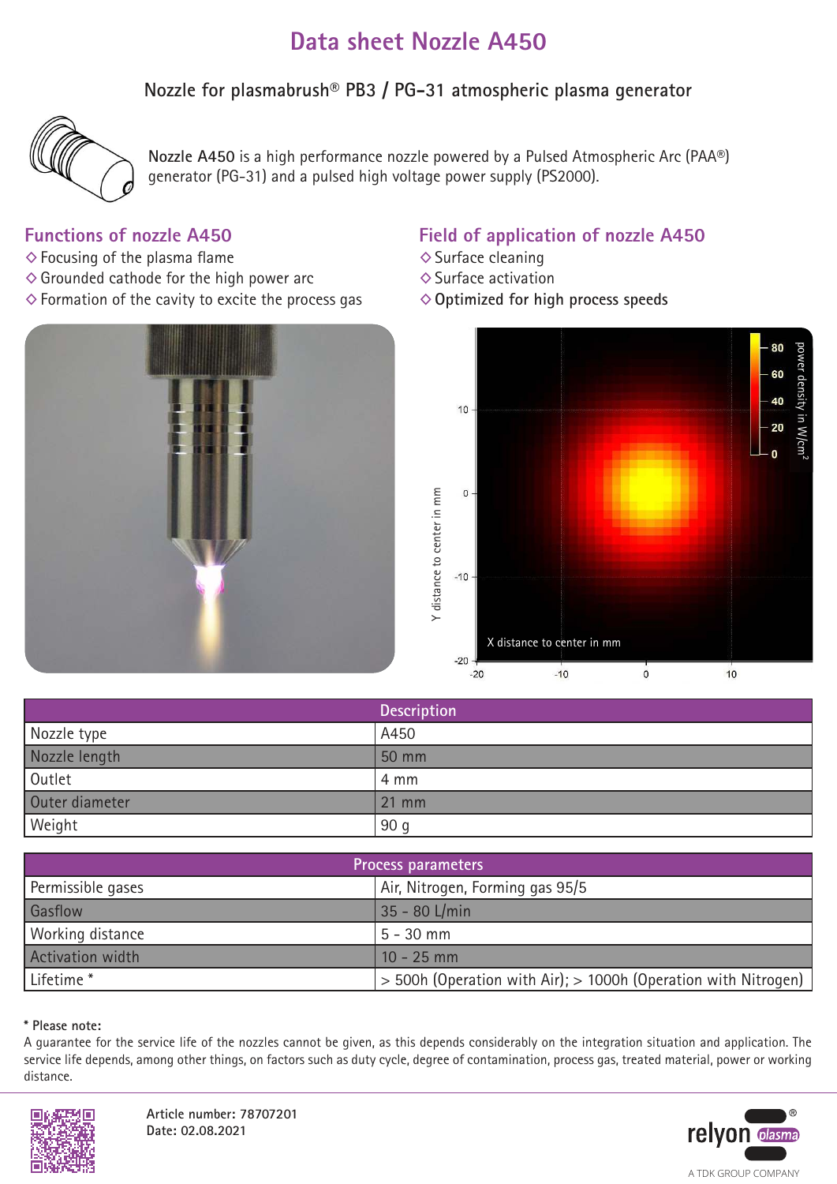# Data sheet Nozzle A450

Nozzle for plasmabrush® PB3 / PG-31 atmospheric plasma generator

**Nozzle A450** is a high performance nozzle powered by a Pulsed Atmospheric Arc (PAA®) generator (PG-31) and a pulsed high voltage power supply (PS2000).

## Functions of nozzle A450

- ◇ Focusing of the plasma flame
- ◇ Grounded cathode for the high power arc
- ◇ Formation of the cavity to excite the process gas

## Field of application of nozzle A450

- ◇ Surface cleaning
- ◇ Surface activation
- ◇ Optimized for high process speeds

| Description | |
|---|---|
| Nozzle type | A450 |
| Nozzle length | 50 mm |
| Outlet | 4 mm |
| Outer diameter | 21 mm |
| Weight | 90 g |

| Process parameters | |
|---|---|
| Permissible gases | Air, Nitrogen, Forming gas 95/5 |
| Gasflow | 35 - 80 L/min |
| Working distance | 5 - 30 mm |
| Activation width | 10 - 25 mm |
| Lifetime * | > 500h (Operation with Air); > 1000h (Operation with Nitrogen) |

**\* Please note:**
A guarantee for the service life of the nozzles cannot be given, as this depends considerably on the integration situation and application. The service life depends, among other things, on factors such as duty cycle, degree of contamination, process gas, treated material, power or working distance.

**Article number: 78707201**
**Date: 02.08.2021**

relyon plasma® A TDK GROUP COMPANY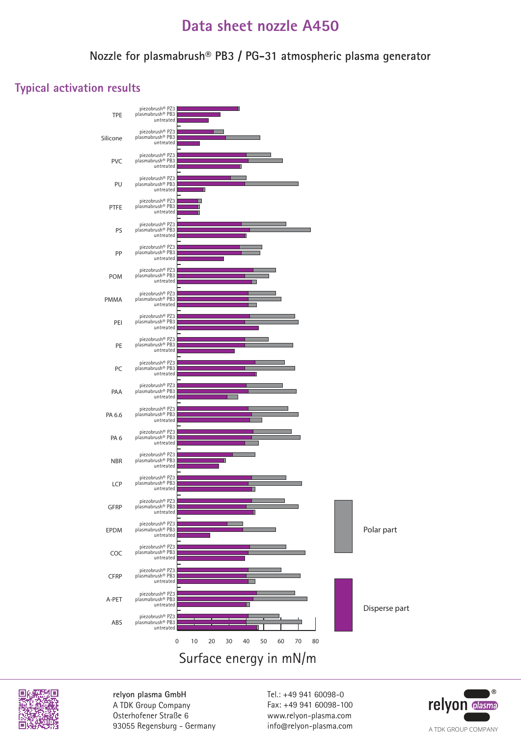# Data sheet nozzle A450

Nozzle for plasmabrush® PB3 / PG-31 atmospheric plasma generator

## Typical activation results

TPE
Silicone
PVC
PU
PTFE
PS
PP
POM
PMMA
PEI
PE
PC
PAA
PA 6.6
PA 6
NBR
LCP
GFRP
EPDM
COC
CFRP
A-PET
ABS

piezobrush® PZ3
plasmabrush® PB3
untreated

0 10 20 30 40 50 60 70 80

Surface energy in mN/m

Polar part

Disperse part

**relyon plasma GmbH**
A TDK Group Company
Osterhofener Straße 6
93055 Regensburg - Germany

Tel.: +49 941 60098-0
Fax: +49 941 60098-100
www.relyon-plasma.com
info@relyon-plasma.com

relyon plasma®
A TDK GROUP COMPANY